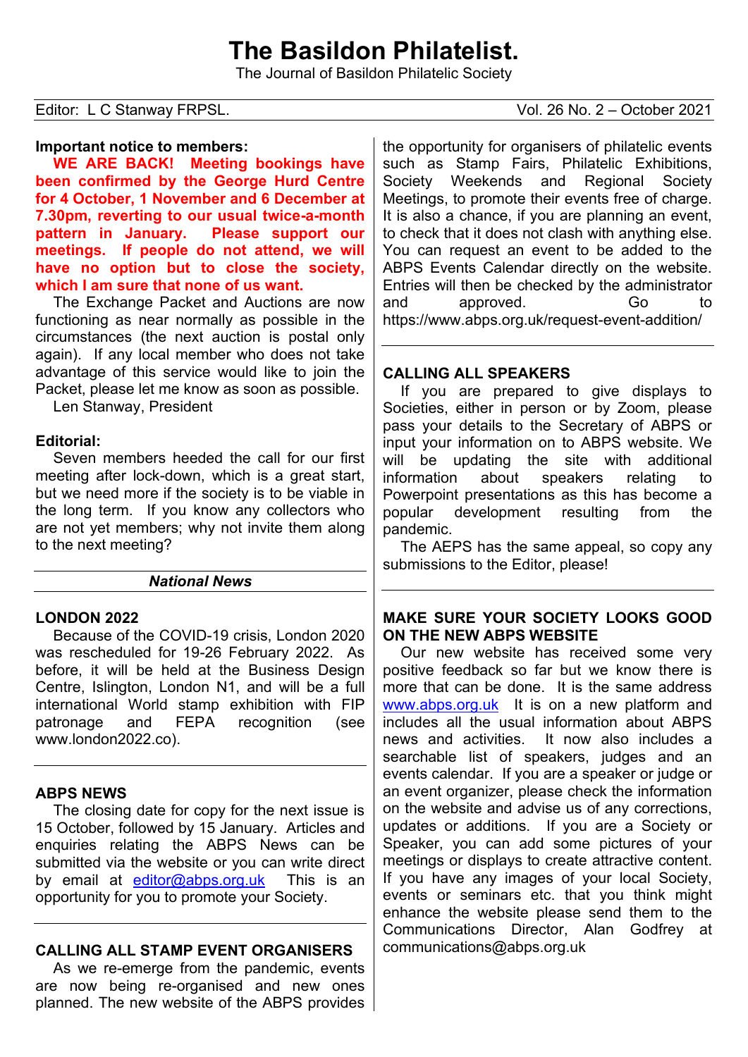# The Basildon Philatelist.

The Journal of Basildon Philatelic Society

Editor: L C Stanway FRPSL.

**Important notice to members:**

**WE ARE BACK! Meeting bookings have been confirmed by the George Hurd Centre for 4 October, 1 November and 6 December at 7.30pm, reverting to our usual twice-a-month pattern in January. Please support our meetings. If people do not attend, we will have no option but to close the society, which I am sure that none of us want.**

The Exchange Packet and Auctions are now functioning as near normally as possible in the circumstances (the next auction is postal only again). If any local member who does not take advantage of this service would like to join the Packet, please let me know as soon as possible.

Len Stanway, President

**Editorial:**

Seven members heeded the call for our first meeting after lock-down, which is a great start, but we need more if the society is to be viable in the long term. If you know any collectors who are not yet members; why not invite them along to the next meeting?

## *National News*

**LONDON 2022**

Because of the COVID-19 crisis, London 2020 was rescheduled for 19-26 February 2022. As before, it will be held at the Business Design Centre, Islington, London N1, and will be a full international World stamp exhibition with FIP patronage and FEPA recognition (see www.london2022.co).

**ABPS NEWS**

The closing date for copy for the next issue is 15 October, followed by 15 January. Articles and enquiries relating the ABPS News can be submitted via the website or you can write direct by email at editor@abps.org.uk This is an opportunity for you to promote your Society.

**CALLING ALL STAMP EVENT ORGANISERS**

As we re-emerge from the pandemic, events are now being re-organised and new ones planned. The new website of the ABPS provides the opportunity for organisers of philatelic events such as Stamp Fairs, Philatelic Exhibitions, Society Weekends and Regional Society Meetings, to promote their events free of charge. It is also a chance, if you are planning an event, to check that it does not clash with anything else. You can request an event to be added to the ABPS Events Calendar directly on the website. Entries will then be checked by the administrator and approved. Go to https://www.abps.org.uk/request-event-addition/

**CALLING ALL SPEAKERS**

If you are prepared to give displays to Societies, either in person or by Zoom, please pass your details to the Secretary of ABPS or input your information on to ABPS website. We will be updating the site with additional information about speakers relating to Powerpoint presentations as this has become a popular development resulting from the pandemic.

The AEPS has the same appeal, so copy any submissions to the Editor, please!

**MAKE SURE YOUR SOCIETY LOOKS GOOD ON THE NEW ABPS WEBSITE**

Our new website has received some very positive feedback so far but we know there is more that can be done. It is the same address www.abps.org.uk It is on a new platform and includes all the usual information about ABPS news and activities. It now also includes a searchable list of speakers, judges and an events calendar. If you are a speaker or judge or an event organizer, please check the information on the website and advise us of any corrections, updates or additions. If you are a Society or Speaker, you can add some pictures of your meetings or displays to create attractive content. If you have any images of your local Society, events or seminars etc. that you think might enhance the website please send them to the Communications Director, Alan Godfrey at communications@abps.org.uk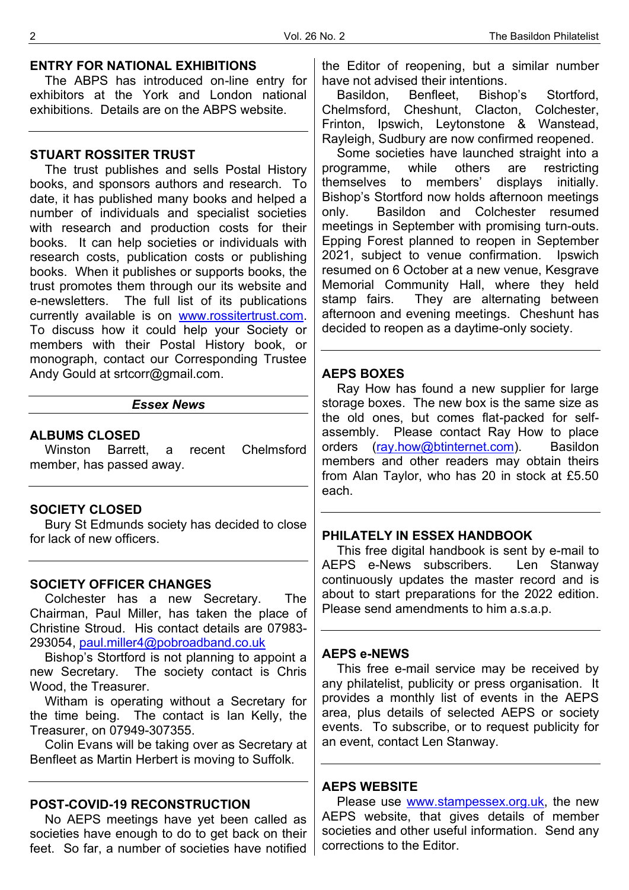## ENTRY FOR NATIONAL EXHIBITIONS

The ABPS has introduced on-line entry for exhibitors at the York and London national exhibitions. Details are on the ABPS website.

## STUART ROSSITER TRUST

The trust publishes and sells Postal History books, and sponsors authors and research. To date, it has published many books and helped a number of individuals and specialist societies with research and production costs for their books. It can help societies or individuals with research costs, publication costs or publishing books. When it publishes or supports books, the trust promotes them through our its website and e-newsletters. The full list of its publications currently available is on www.rossitertrust.com. To discuss how it could help your Society or members with their Postal History book, or monograph, contact our Corresponding Trustee Andy Gould at srtcorr@gmail.com.

# *Essex News*

## ALBUMS CLOSED

Winston Barrett, a recent Chelmsford member, has passed away.

## SOCIETY CLOSED

Bury St Edmunds society has decided to close for lack of new officers.

## SOCIETY OFFICER CHANGES

Colchester has a new Secretary. The Chairman, Paul Miller, has taken the place of Christine Stroud. His contact details are 07983-293054, paul.miller4@pobroadband.co.uk

Bishop's Stortford is not planning to appoint a new Secretary. The society contact is Chris Wood, the Treasurer.

Witham is operating without a Secretary for the time being. The contact is Ian Kelly, the Treasurer, on 07949-307355.

Colin Evans will be taking over as Secretary at Benfleet as Martin Herbert is moving to Suffolk.

## POST-COVID-19 RECONSTRUCTION

No AEPS meetings have yet been called as societies have enough to do to get back on their feet. So far, a number of societies have notified the Editor of reopening, but a similar number have not advised their intentions.

Basildon, Benfleet, Bishop's Stortford, Chelmsford, Cheshunt, Clacton, Colchester, Frinton, Ipswich, Leytonstone & Wanstead, Rayleigh, Sudbury are now confirmed reopened.

Some societies have launched straight into a programme, while others are restricting themselves to members' displays initially. Bishop's Stortford now holds afternoon meetings only. Basildon and Colchester resumed meetings in September with promising turn-outs. Epping Forest planned to reopen in September 2021, subject to venue confirmation. Ipswich resumed on 6 October at a new venue, Kesgrave Memorial Community Hall, where they held stamp fairs. They are alternating between afternoon and evening meetings. Cheshunt has decided to reopen as a daytime-only society.

## AEPS BOXES

Ray How has found a new supplier for large storage boxes. The new box is the same size as the old ones, but comes flat-packed for self-assembly. Please contact Ray How to place orders (ray.how@btinternet.com). Basildon members and other readers may obtain theirs from Alan Taylor, who has 20 in stock at £5.50 each.

## PHILATELY IN ESSEX HANDBOOK

This free digital handbook is sent by e-mail to AEPS e-News subscribers. Len Stanway continuously updates the master record and is about to start preparations for the 2022 edition. Please send amendments to him a.s.a.p.

## AEPS e-NEWS

This free e-mail service may be received by any philatelist, publicity or press organisation. It provides a monthly list of events in the AEPS area, plus details of selected AEPS or society events. To subscribe, or to request publicity for an event, contact Len Stanway.

## AEPS WEBSITE

Please use www.stampessex.org.uk, the new AEPS website, that gives details of member societies and other useful information. Send any corrections to the Editor.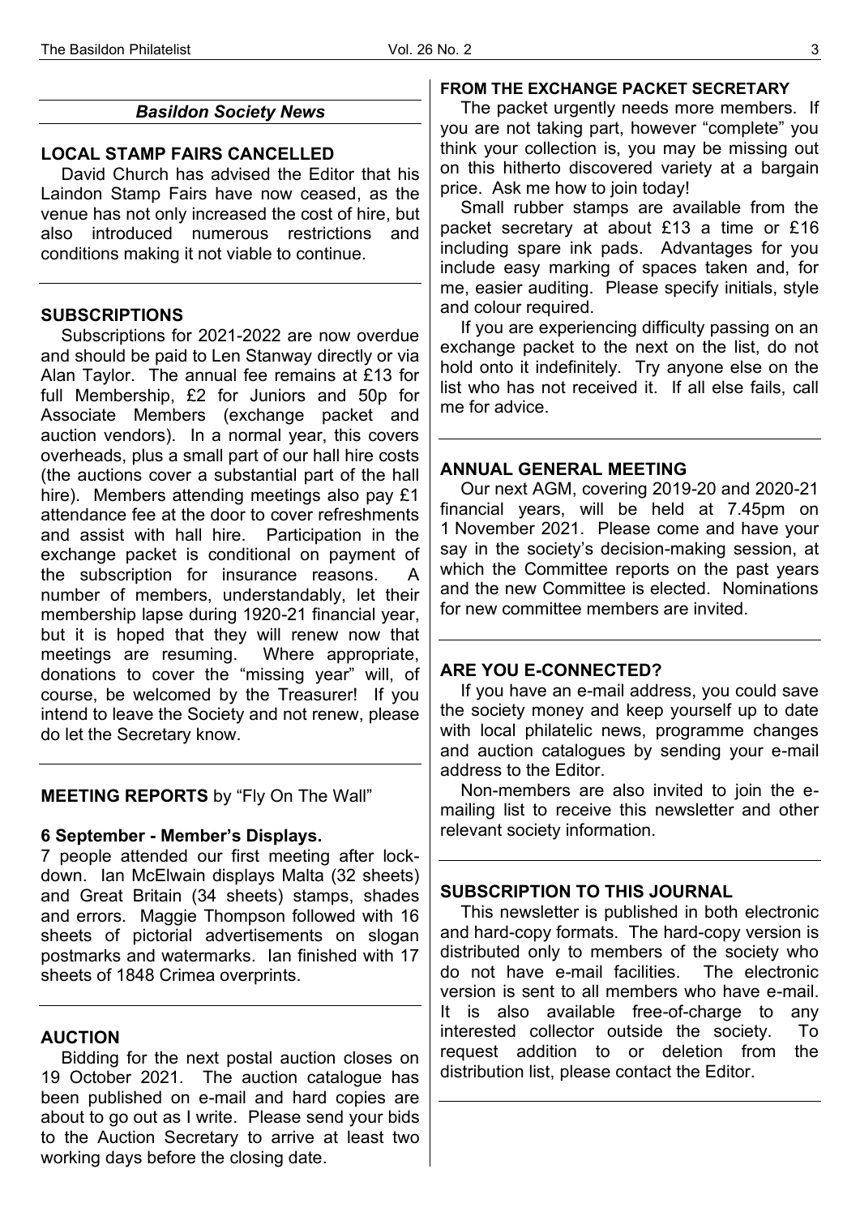## *Basildon Society News*

### LOCAL STAMP FAIRS CANCELLED

David Church has advised the Editor that his Laindon Stamp Fairs have now ceased, as the venue has not only increased the cost of hire, but also introduced numerous restrictions and conditions making it not viable to continue.

### SUBSCRIPTIONS

Subscriptions for 2021-2022 are now overdue and should be paid to Len Stanway directly or via Alan Taylor. The annual fee remains at £13 for full Membership, £2 for Juniors and 50p for Associate Members (exchange packet and auction vendors). In a normal year, this covers overheads, plus a small part of our hall hire costs (the auctions cover a substantial part of the hall hire). Members attending meetings also pay £1 attendance fee at the door to cover refreshments and assist with hall hire. Participation in the exchange packet is conditional on payment of the subscription for insurance reasons. A number of members, understandably, let their membership lapse during 1920-21 financial year, but it is hoped that they will renew now that meetings are resuming. Where appropriate, donations to cover the "missing year" will, of course, be welcomed by the Treasurer! If you intend to leave the Society and not renew, please do let the Secretary know.

### MEETING REPORTS by "Fly On The Wall"

**6 September - Member's Displays.**

7 people attended our first meeting after lock-down. Ian McElwain displays Malta (32 sheets) and Great Britain (34 sheets) stamps, shades and errors. Maggie Thompson followed with 16 sheets of pictorial advertisements on slogan postmarks and watermarks. Ian finished with 17 sheets of 1848 Crimea overprints.

### AUCTION

Bidding for the next postal auction closes on 19 October 2021. The auction catalogue has been published on e-mail and hard copies are about to go out as I write. Please send your bids to the Auction Secretary to arrive at least two working days before the closing date.

### FROM THE EXCHANGE PACKET SECRETARY

The packet urgently needs more members. If you are not taking part, however "complete" you think your collection is, you may be missing out on this hitherto discovered variety at a bargain price. Ask me how to join today!

Small rubber stamps are available from the packet secretary at about £13 a time or £16 including spare ink pads. Advantages for you include easy marking of spaces taken and, for me, easier auditing. Please specify initials, style and colour required.

If you are experiencing difficulty passing on an exchange packet to the next on the list, do not hold onto it indefinitely. Try anyone else on the list who has not received it. If all else fails, call me for advice.

### ANNUAL GENERAL MEETING

Our next AGM, covering 2019-20 and 2020-21 financial years, will be held at 7.45pm on 1 November 2021. Please come and have your say in the society's decision-making session, at which the Committee reports on the past years and the new Committee is elected. Nominations for new committee members are invited.

### ARE YOU E-CONNECTED?

If you have an e-mail address, you could save the society money and keep yourself up to date with local philatelic news, programme changes and auction catalogues by sending your e-mail address to the Editor.

Non-members are also invited to join the e-mailing list to receive this newsletter and other relevant society information.

### SUBSCRIPTION TO THIS JOURNAL

This newsletter is published in both electronic and hard-copy formats. The hard-copy version is distributed only to members of the society who do not have e-mail facilities. The electronic version is sent to all members who have e-mail. It is also available free-of-charge to any interested collector outside the society. To request addition to or deletion from the distribution list, please contact the Editor.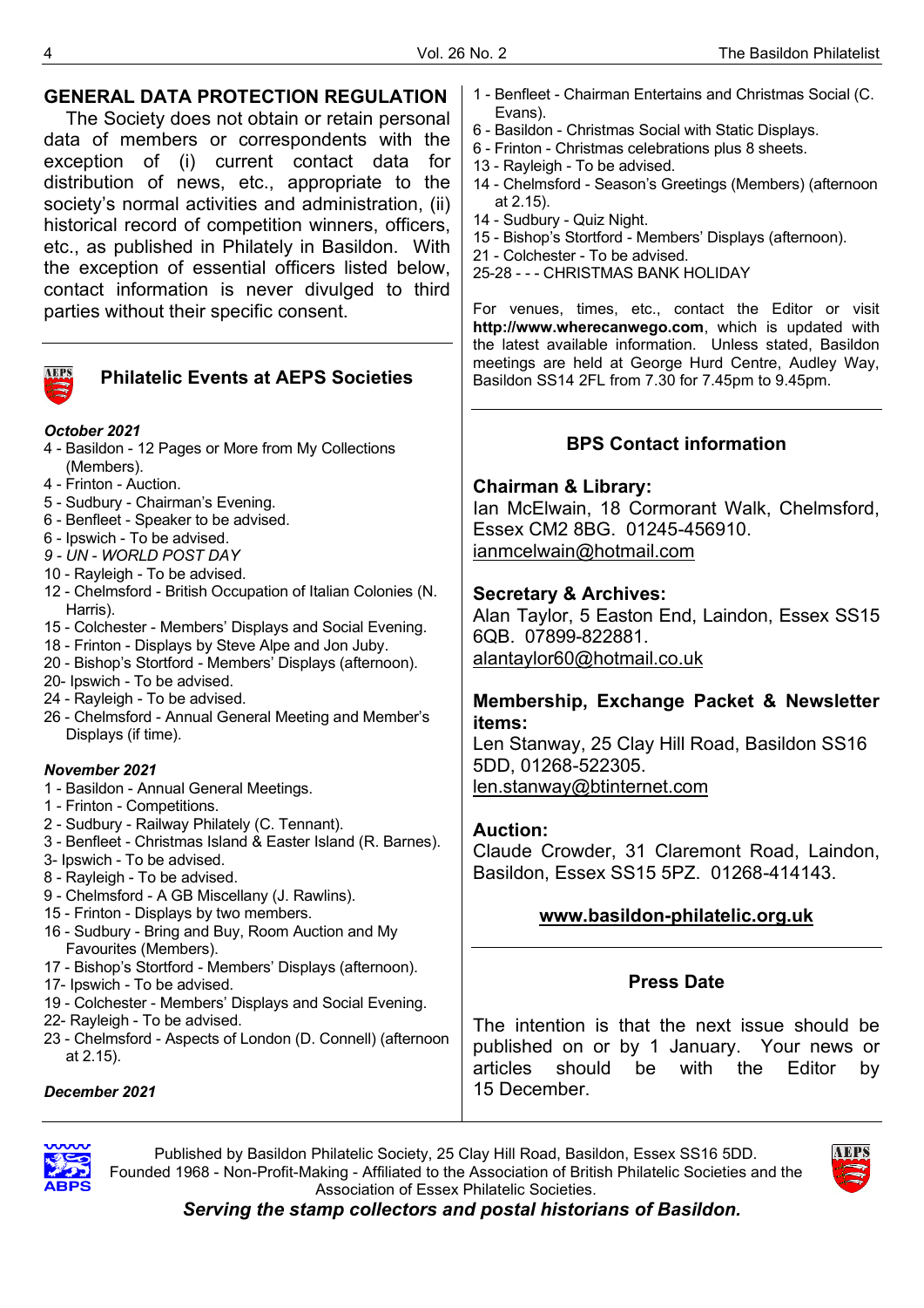## GENERAL DATA PROTECTION REGULATION

The Society does not obtain or retain personal data of members or correspondents with the exception of (i) current contact data for distribution of news, etc., appropriate to the society's normal activities and administration, (ii) historical record of competition winners, officers, etc., as published in Philately in Basildon. With the exception of essential officers listed below, contact information is never divulged to third parties without their specific consent.

## Philatelic Events at AEPS Societies

***October 2021***

- 4 - Basildon - 12 Pages or More from My Collections (Members).
- 4 - Frinton - Auction.
- 5 - Sudbury - Chairman's Evening.
- 6 - Benfleet - Speaker to be advised.
- 6 - Ipswich - To be advised.
- *9 - UN - WORLD POST DAY*
- 10 - Rayleigh - To be advised.
- 12 - Chelmsford - British Occupation of Italian Colonies (N. Harris).
- 15 - Colchester - Members' Displays and Social Evening.
- 18 - Frinton - Displays by Steve Alpe and Jon Juby.
- 20 - Bishop's Stortford - Members' Displays (afternoon).
- 20- Ipswich - To be advised.
- 24 - Rayleigh - To be advised.
- 26 - Chelmsford - Annual General Meeting and Member's Displays (if time).

***November 2021***

- 1 - Basildon - Annual General Meetings.
- 1 - Frinton - Competitions.
- 2 - Sudbury - Railway Philately (C. Tennant).
- 3 - Benfleet - Christmas Island & Easter Island (R. Barnes).
- 3- Ipswich - To be advised.
- 8 - Rayleigh - To be advised.
- 9 - Chelmsford - A GB Miscellany (J. Rawlins).
- 15 - Frinton - Displays by two members.
- 16 - Sudbury - Bring and Buy, Room Auction and My Favourites (Members).
- 17 - Bishop's Stortford - Members' Displays (afternoon).
- 17- Ipswich - To be advised.
- 19 - Colchester - Members' Displays and Social Evening.
- 22- Rayleigh - To be advised.
- 23 - Chelmsford - Aspects of London (D. Connell) (afternoon at 2.15).

***December 2021***

- 1 - Benfleet - Chairman Entertains and Christmas Social (C. Evans).
- 6 - Basildon - Christmas Social with Static Displays.
- 6 - Frinton - Christmas celebrations plus 8 sheets.
- 13 - Rayleigh - To be advised.
- 14 - Chelmsford - Season's Greetings (Members) (afternoon at 2.15).
- 14 - Sudbury - Quiz Night.
- 15 - Bishop's Stortford - Members' Displays (afternoon).
- 21 - Colchester - To be advised.
- 25-28 - - - CHRISTMAS BANK HOLIDAY

For venues, times, etc., contact the Editor or visit **http://www.wherecanwego.com**, which is updated with the latest available information. Unless stated, Basildon meetings are held at George Hurd Centre, Audley Way, Basildon SS14 2FL from 7.30 for 7.45pm to 9.45pm.

## BPS Contact information

**Chairman & Library:**
Ian McElwain, 18 Cormorant Walk, Chelmsford, Essex CM2 8BG. 01245-456910.
ianmcelwain@hotmail.com

**Secretary & Archives:**
Alan Taylor, 5 Easton End, Laindon, Essex SS15 6QB. 07899-822881.
alantaylor60@hotmail.co.uk

**Membership, Exchange Packet & Newsletter items:**
Len Stanway, 25 Clay Hill Road, Basildon SS16 5DD, 01268-522305.
len.stanway@btinternet.com

**Auction:**
Claude Crowder, 31 Claremont Road, Laindon, Basildon, Essex SS15 5PZ. 01268-414143.

**www.basildon-philatelic.org.uk**

## Press Date

The intention is that the next issue should be published on or by 1 January. Your news or articles should be with the Editor by 15 December.

Published by Basildon Philatelic Society, 25 Clay Hill Road, Basildon, Essex SS16 5DD.
Founded 1968 - Non-Profit-Making - Affiliated to the Association of British Philatelic Societies and the Association of Essex Philatelic Societies.

***Serving the stamp collectors and postal historians of Basildon.***